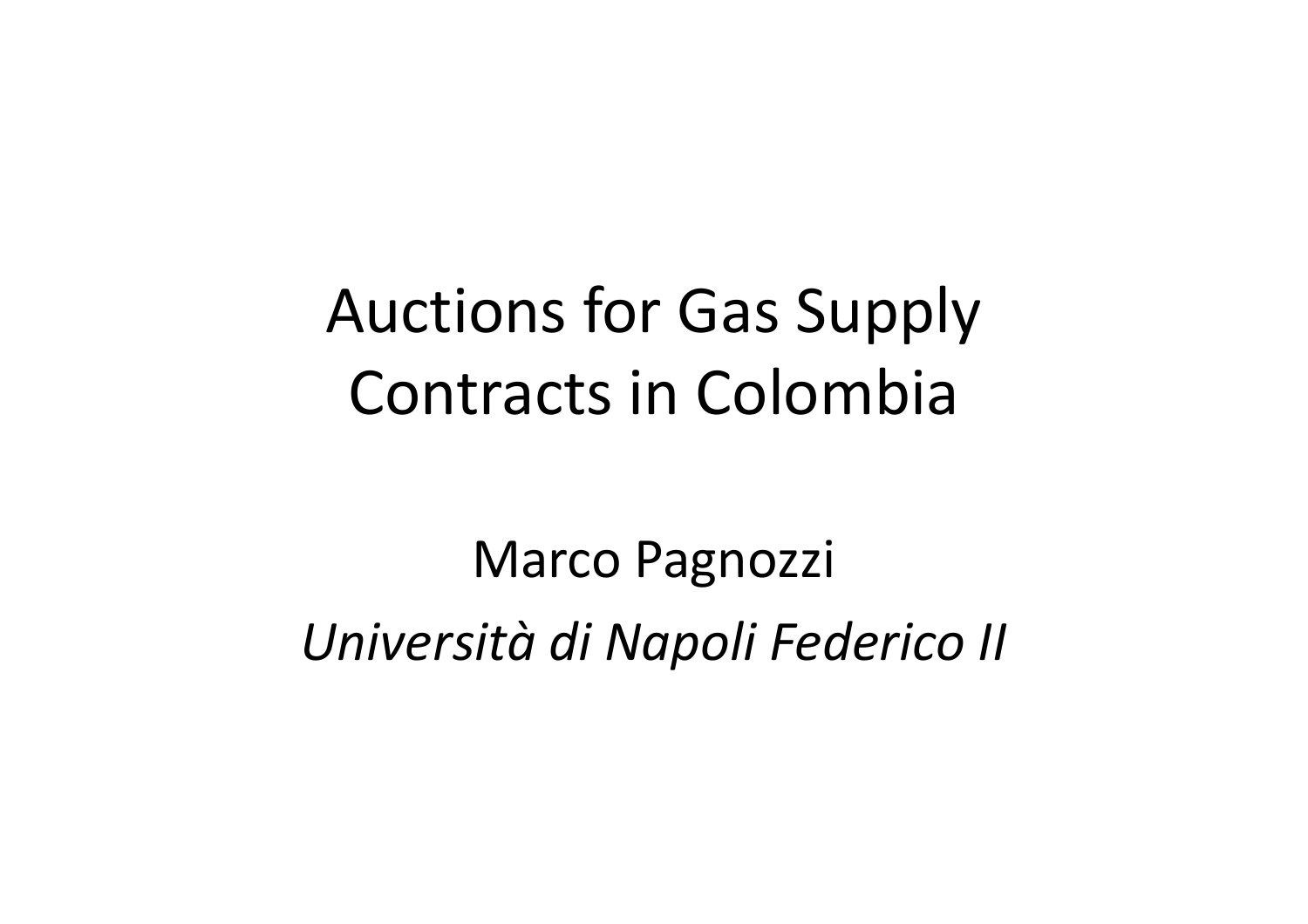# Auctions for Gas Supply Contracts in Colombia

Marco Pagnozzi

*Università di Napoli Federico II*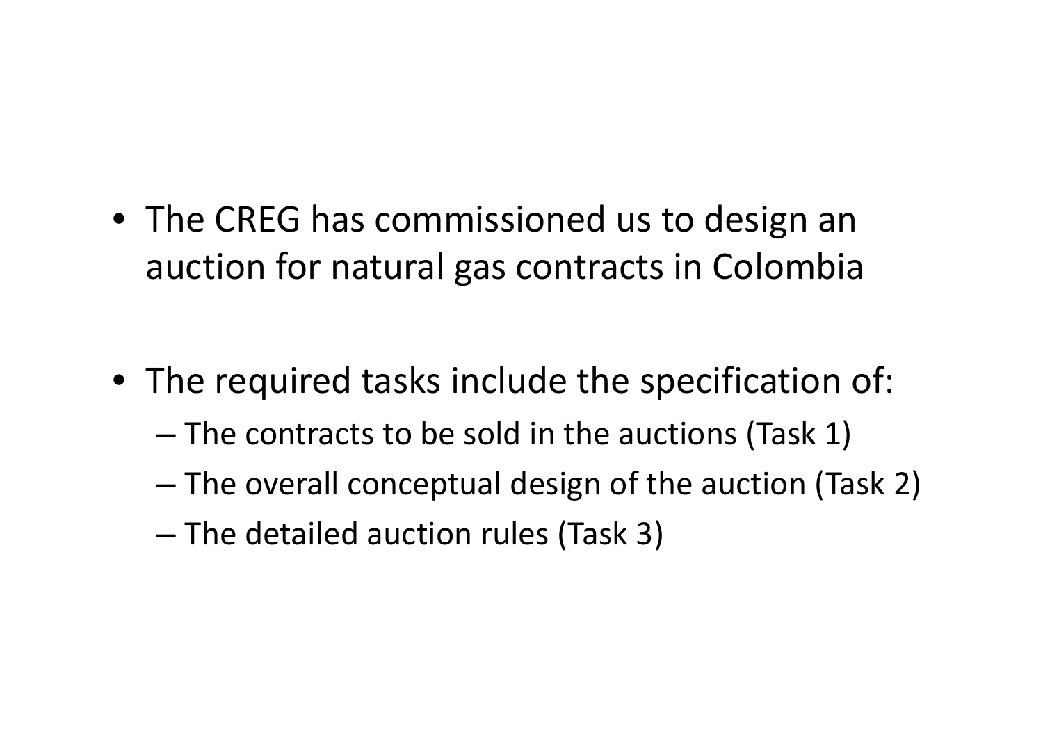- The CREG has commissioned us to design an auction for natural gas contracts in Colombia

- The required tasks include the specification of:
  - The contracts to be sold in the auctions (Task 1)
  - The overall conceptual design of the auction (Task 2)
  - The detailed auction rules (Task 3)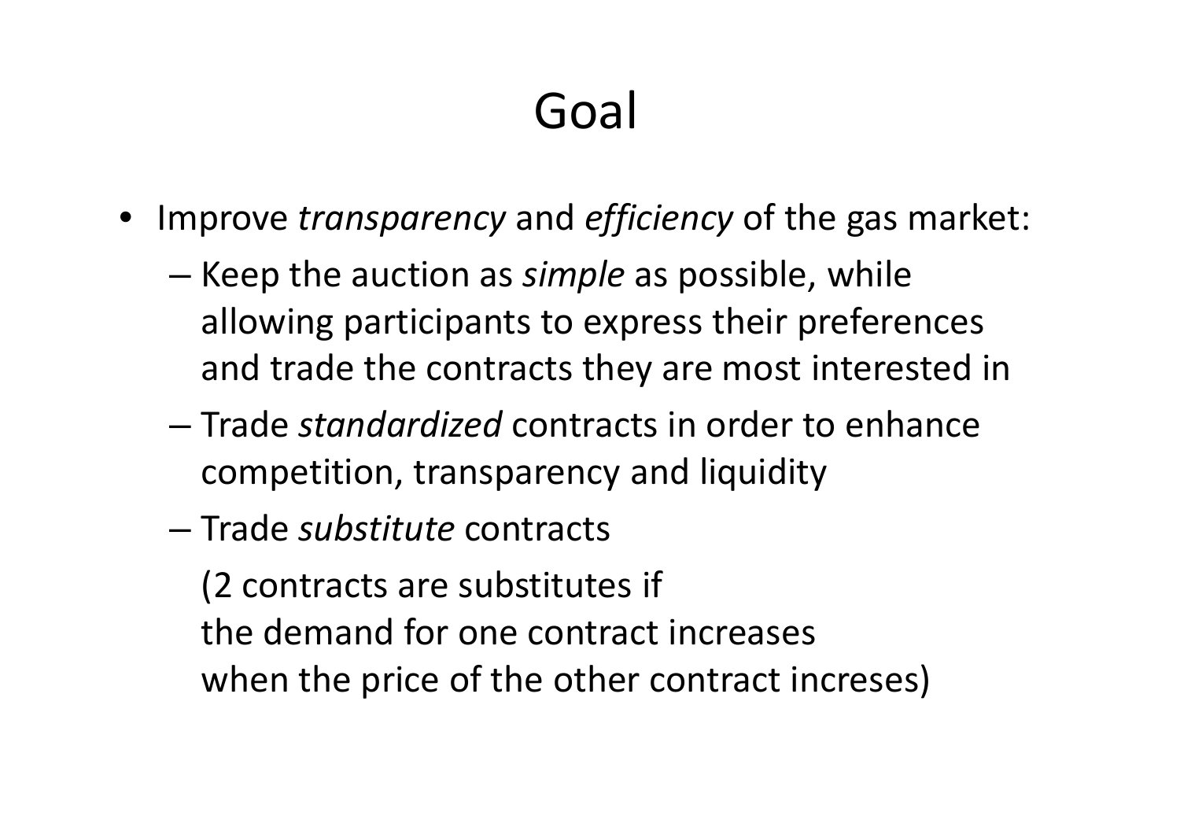# Goal

- Improve *transparency* and *efficiency* of the gas market:
  - Keep the auction as *simple* as possible, while allowing participants to express their preferences and trade the contracts they are most interested in
  - Trade *standardized* contracts in order to enhance competition, transparency and liquidity
  - Trade *substitute* contracts

    (2 contracts are substitutes if
    the demand for one contract increases
    when the price of the other contract increses)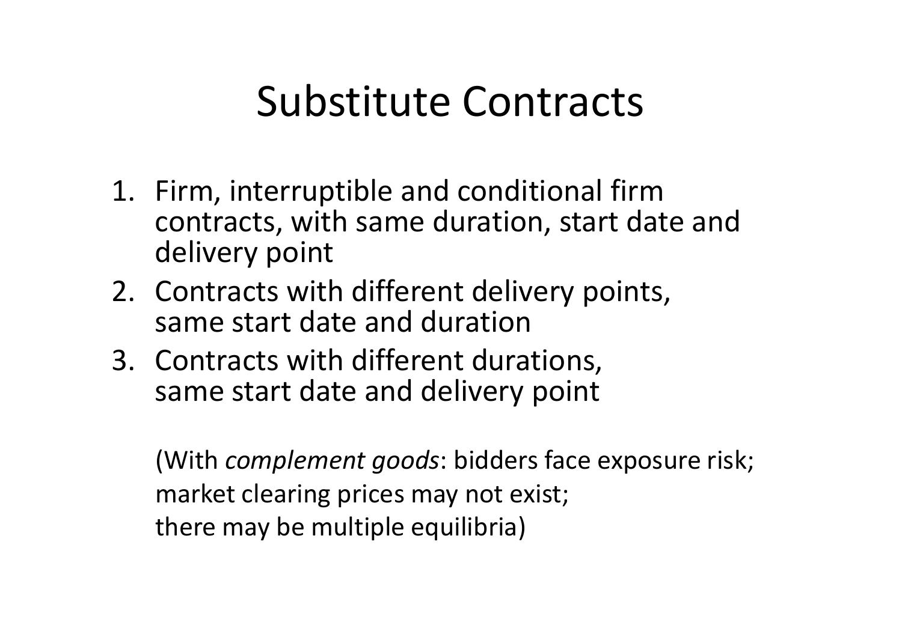# Substitute Contracts

1. Firm, interruptible and conditional firm contracts, with same duration, start date and delivery point
2. Contracts with different delivery points, same start date and duration
3. Contracts with different durations, same start date and delivery point

(With *complement goods*: bidders face exposure risk;
market clearing prices may not exist;
there may be multiple equilibria)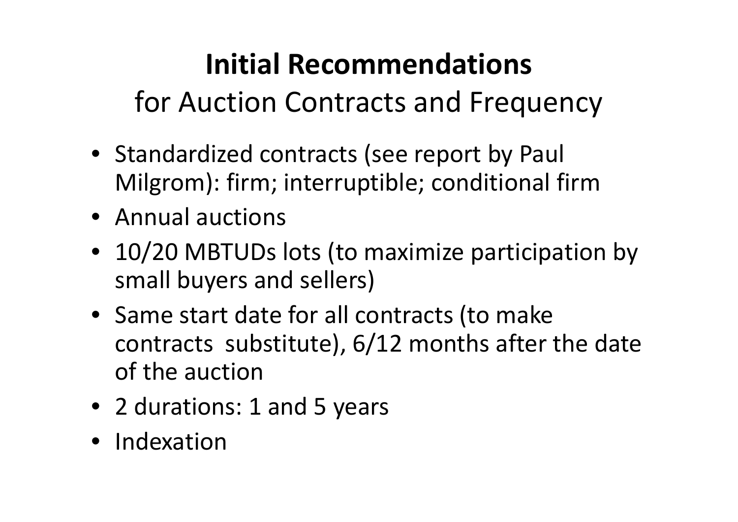# **Initial Recommendations**

## for Auction Contracts and Frequency

- Standardized contracts (see report by Paul Milgrom): firm; interruptible; conditional firm
- Annual auctions
- 10/20 MBTUDs lots (to maximize participation by small buyers and sellers)
- Same start date for all contracts (to make contracts substitute), 6/12 months after the date of the auction
- 2 durations: 1 and 5 years
- Indexation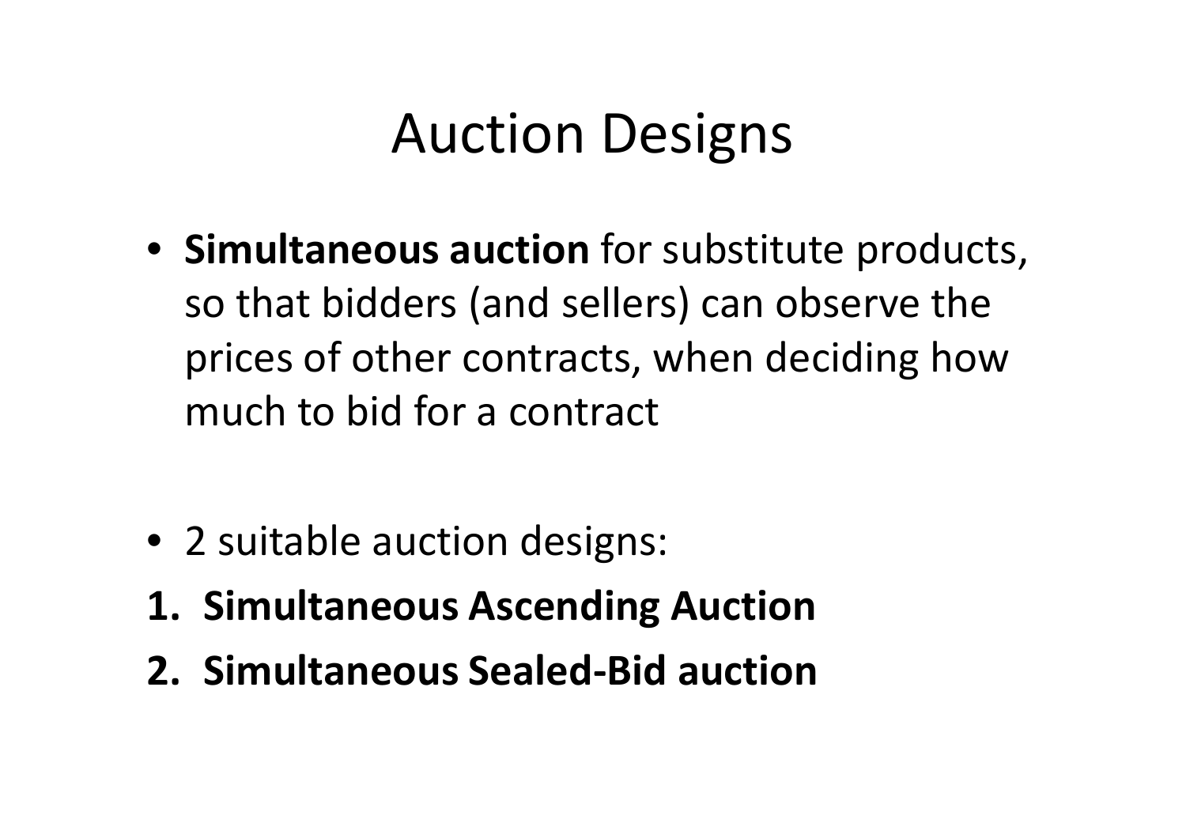# Auction Designs

- **Simultaneous auction** for substitute products, so that bidders (and sellers) can observe the prices of other contracts, when deciding how much to bid for a contract

- 2 suitable auction designs:

1. **Simultaneous Ascending Auction**
2. **Simultaneous Sealed-Bid auction**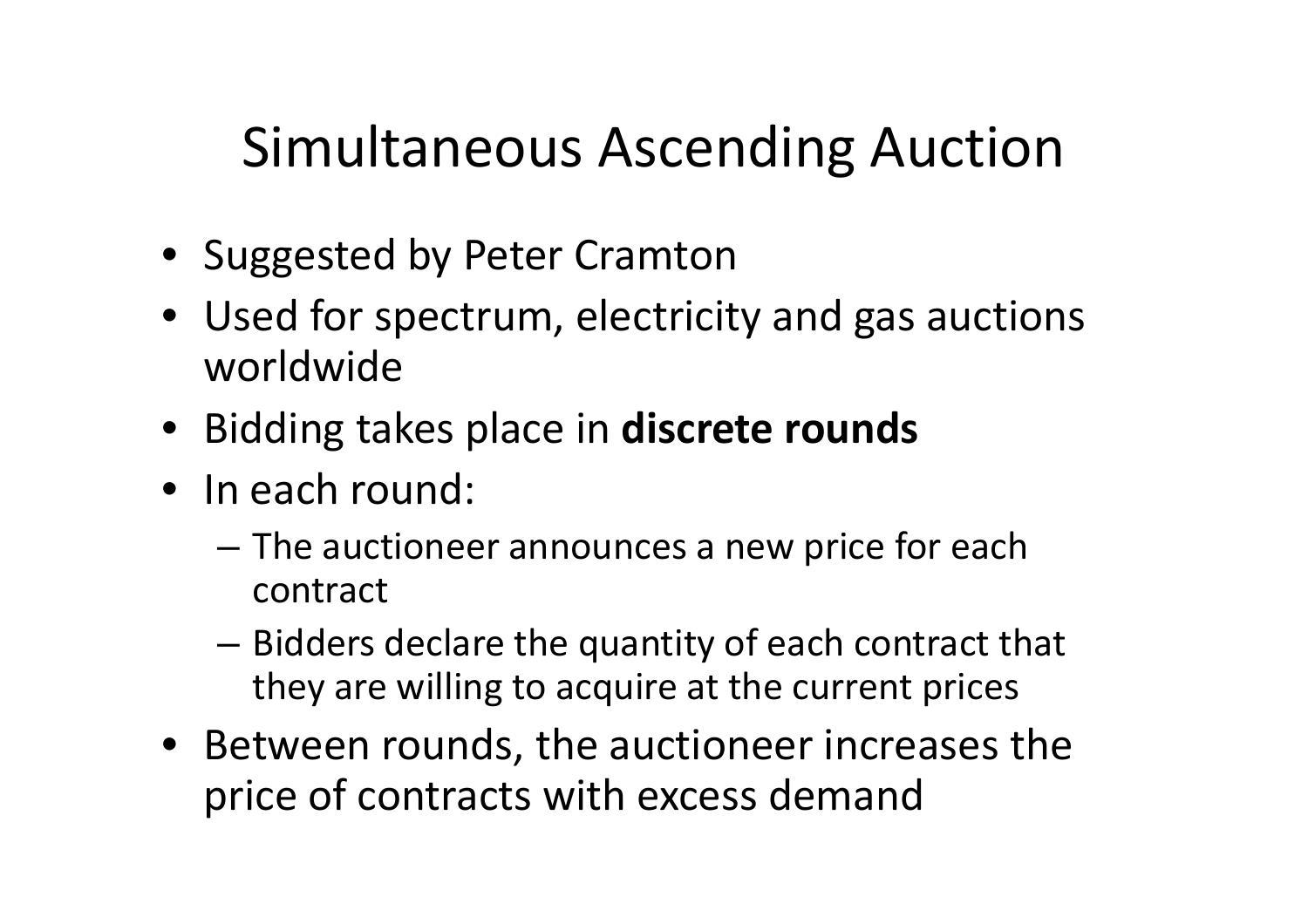# Simultaneous Ascending Auction

- Suggested by Peter Cramton
- Used for spectrum, electricity and gas auctions worldwide
- Bidding takes place in **discrete rounds**
- In each round:
  - The auctioneer announces a new price for each contract
  - Bidders declare the quantity of each contract that they are willing to acquire at the current prices
- Between rounds, the auctioneer increases the price of contracts with excess demand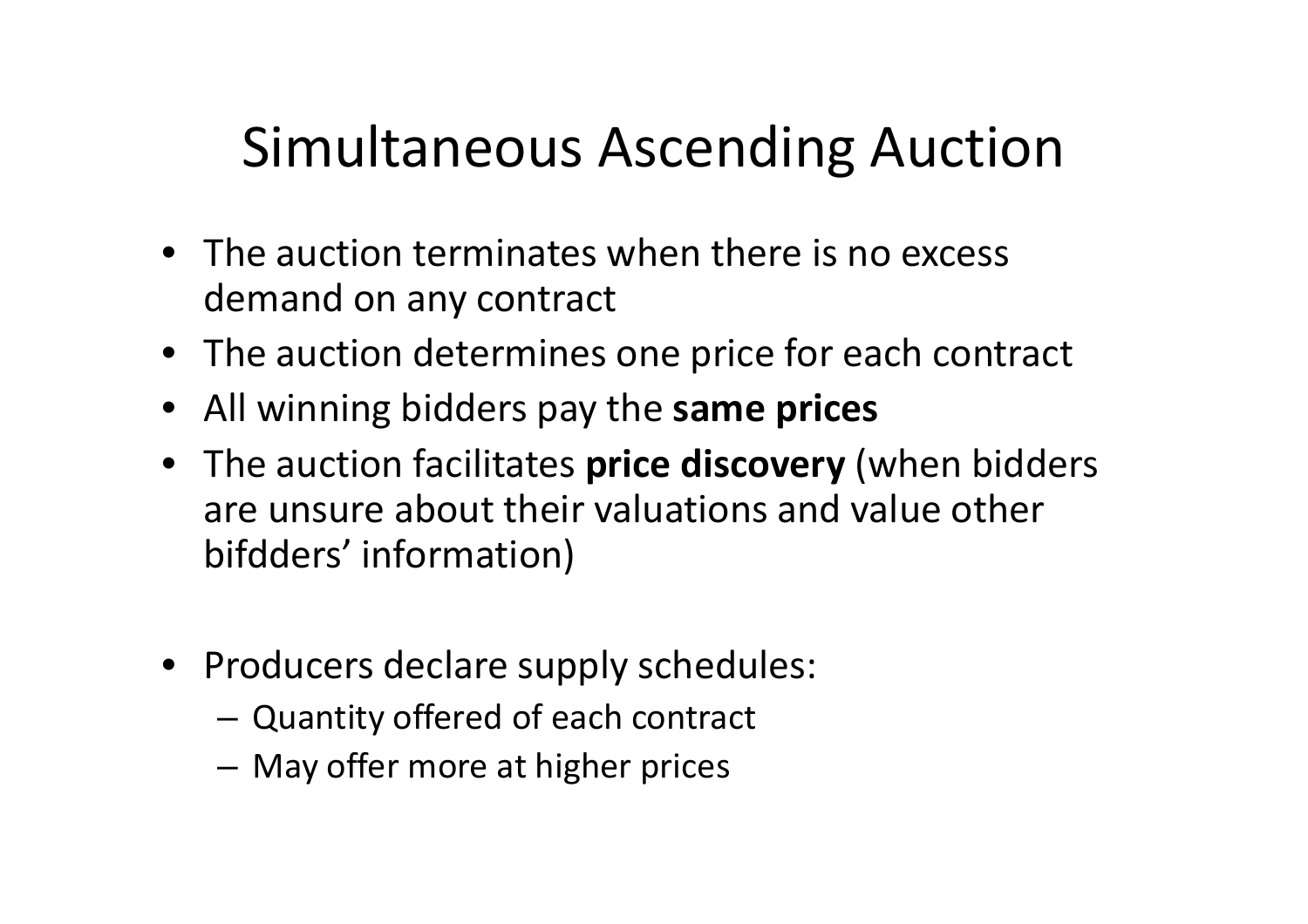# Simultaneous Ascending Auction

- The auction terminates when there is no excess demand on any contract
- The auction determines one price for each contract
- All winning bidders pay the **same prices**
- The auction facilitates **price discovery** (when bidders are unsure about their valuations and value other bifdders' information)

- Producers declare supply schedules:
  - Quantity offered of each contract
  - May offer more at higher prices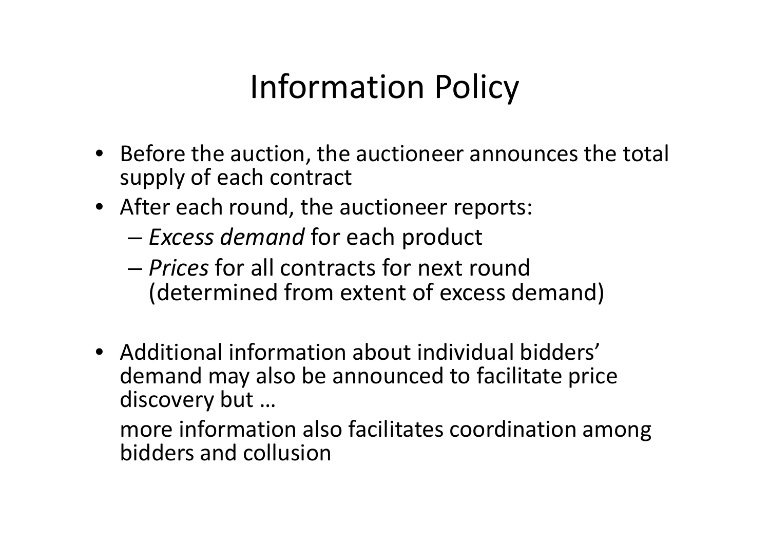# Information Policy

- Before the auction, the auctioneer announces the total supply of each contract
- After each round, the auctioneer reports:
  - *Excess demand* for each product
  - *Prices* for all contracts for next round (determined from extent of excess demand)

- Additional information about individual bidders' demand may also be announced to facilitate price discovery but …

  more information also facilitates coordination among bidders and collusion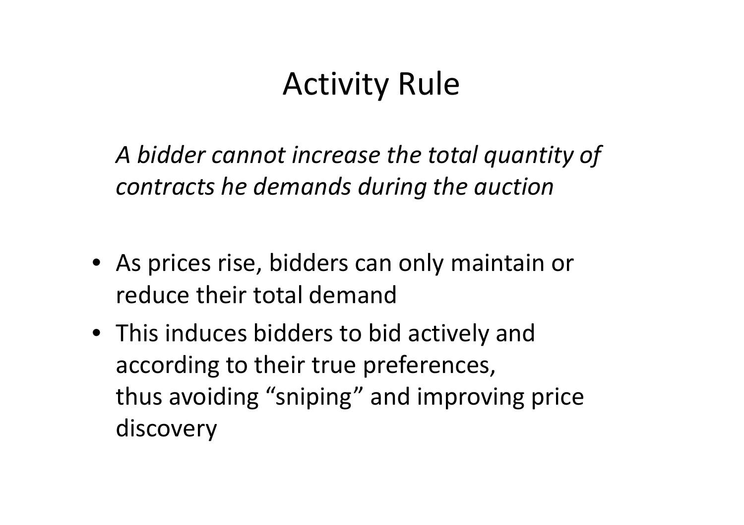# Activity Rule

*A bidder cannot increase the total quantity of contracts he demands during the auction*

- As prices rise, bidders can only maintain or reduce their total demand
- This induces bidders to bid actively and according to their true preferences, thus avoiding “sniping” and improving price discovery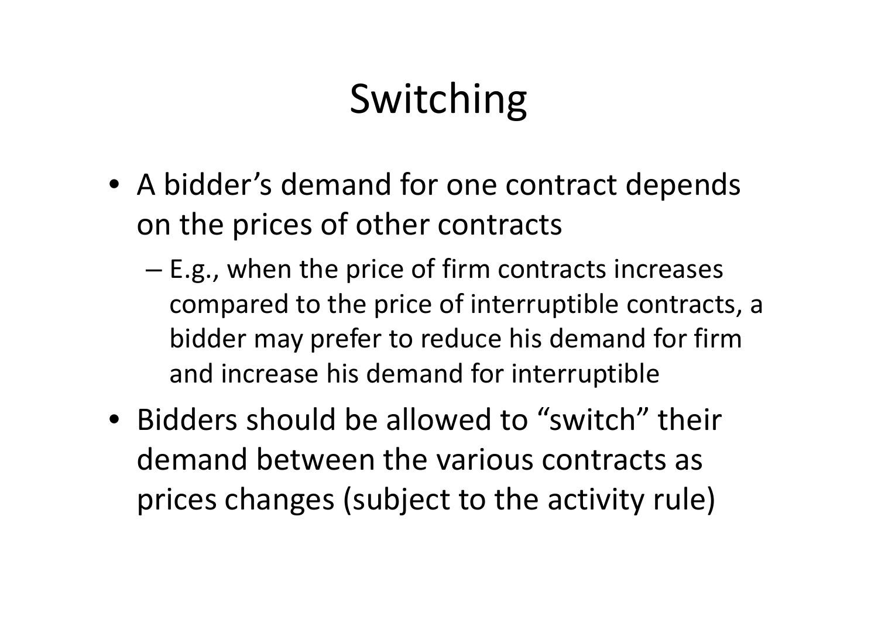# Switching

- A bidder's demand for one contract depends on the prices of other contracts
  - E.g., when the price of firm contracts increases compared to the price of interruptible contracts, a bidder may prefer to reduce his demand for firm and increase his demand for interruptible
- Bidders should be allowed to "switch" their demand between the various contracts as prices changes (subject to the activity rule)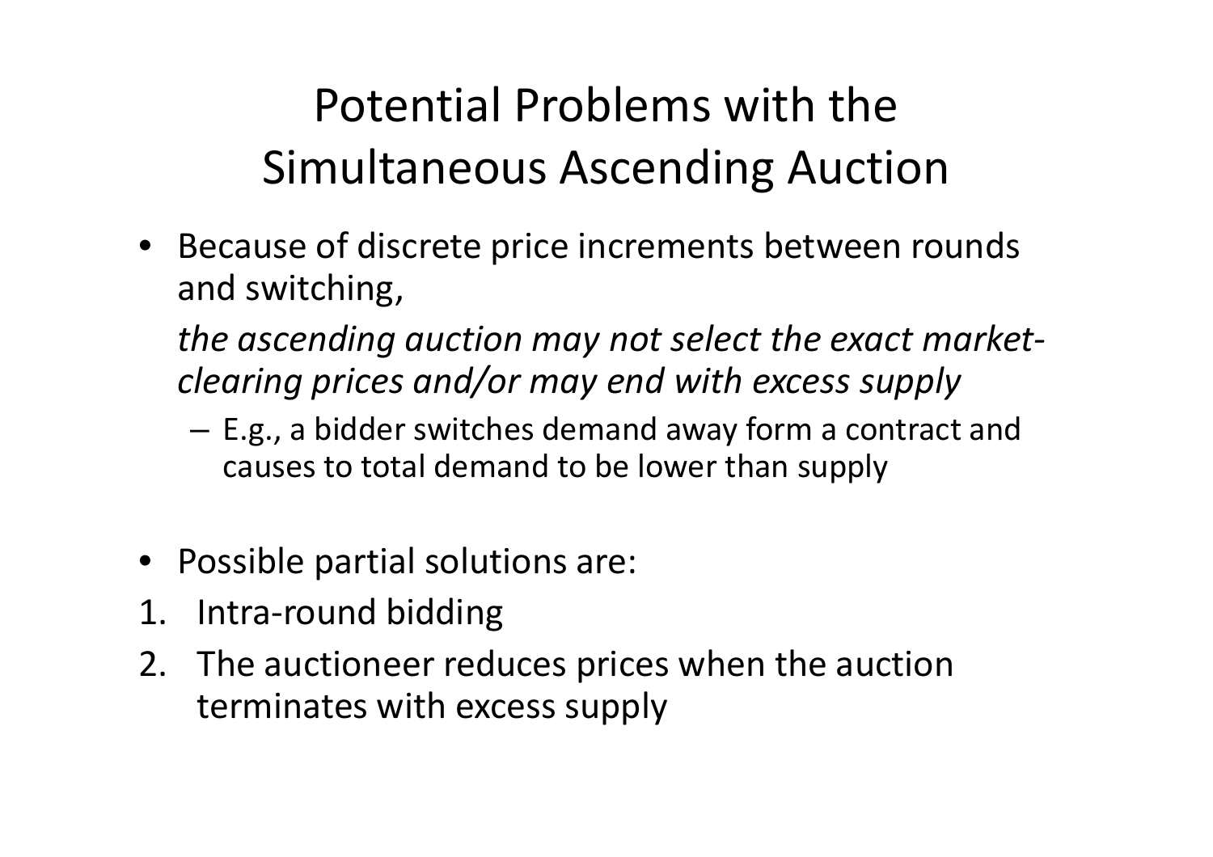# Potential Problems with the Simultaneous Ascending Auction

- Because of discrete price increments between rounds and switching,

  *the ascending auction may not select the exact market-clearing prices and/or may end with excess supply*

  – E.g., a bidder switches demand away form a contract and causes to total demand to be lower than supply

- Possible partial solutions are:

1. Intra-round bidding
2. The auctioneer reduces prices when the auction terminates with excess supply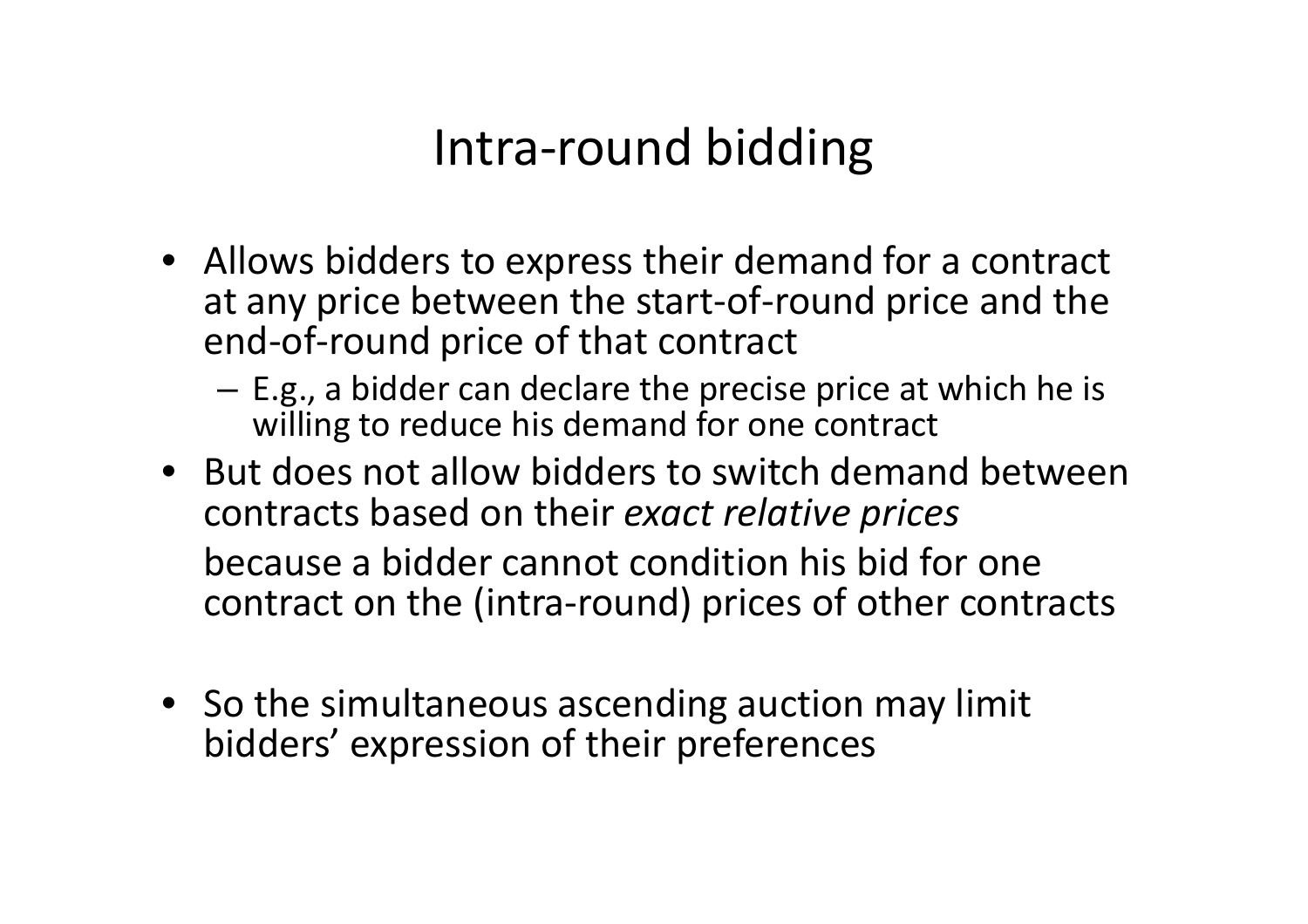# Intra-round bidding

- Allows bidders to express their demand for a contract at any price between the start-of-round price and the end-of-round price of that contract
  - E.g., a bidder can declare the precise price at which he is willing to reduce his demand for one contract
- But does not allow bidders to switch demand between contracts based on their *exact relative prices*

  because a bidder cannot condition his bid for one contract on the (intra-round) prices of other contracts

- So the simultaneous ascending auction may limit bidders' expression of their preferences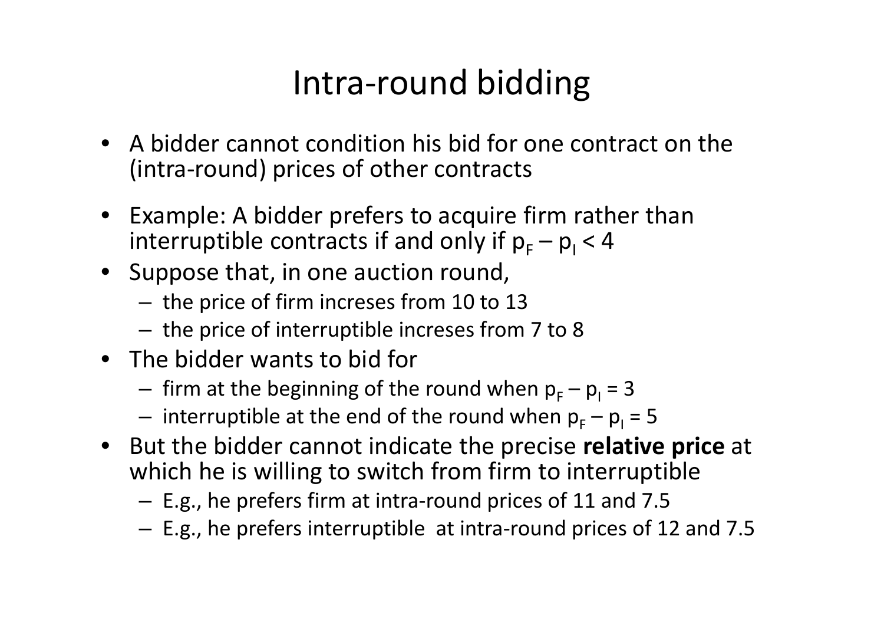# Intra-round bidding

- A bidder cannot condition his bid for one contract on the (intra-round) prices of other contracts
- Example: A bidder prefers to acquire firm rather than interruptible contracts if and only if $p_F - p_I < 4$
- Suppose that, in one auction round,
  - the price of firm increses from 10 to 13
  - the price of interruptible increses from 7 to 8
- The bidder wants to bid for
  - firm at the beginning of the round when $p_F - p_I = 3$
  - interruptible at the end of the round when $p_F - p_I = 5$
- But the bidder cannot indicate the precise **relative price** at which he is willing to switch from firm to interruptible
  - E.g., he prefers firm at intra-round prices of 11 and 7.5
  - E.g., he prefers interruptible at intra-round prices of 12 and 7.5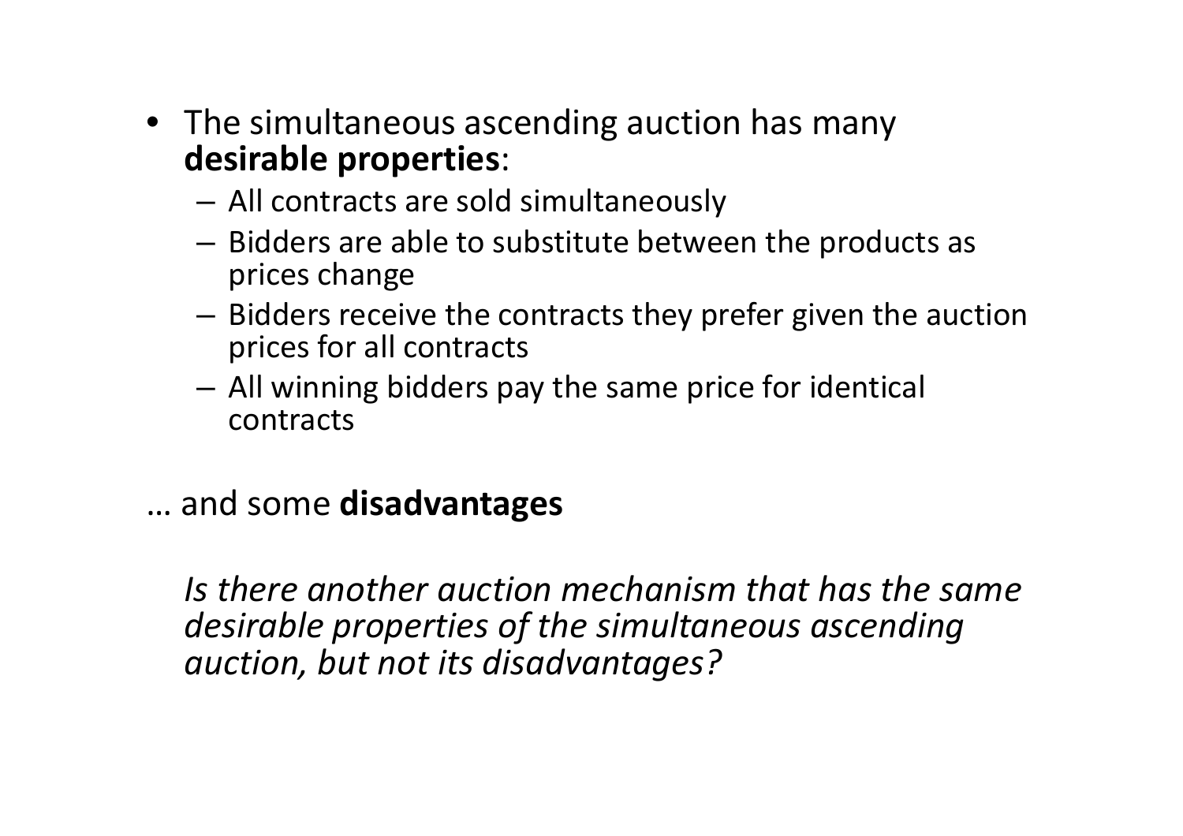- The simultaneous ascending auction has many **desirable properties**:
  - All contracts are sold simultaneously
  - Bidders are able to substitute between the products as prices change
  - Bidders receive the contracts they prefer given the auction prices for all contracts
  - All winning bidders pay the same price for identical contracts

… and some **disadvantages**

*Is there another auction mechanism that has the same desirable properties of the simultaneous ascending auction, but not its disadvantages?*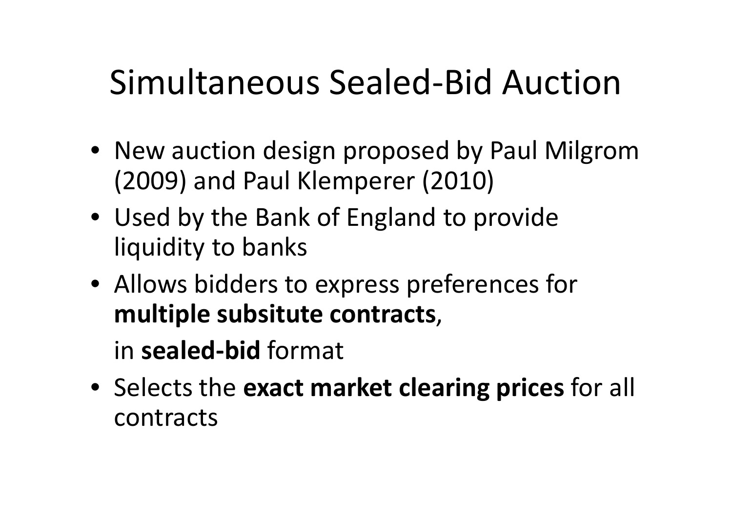# Simultaneous Sealed-Bid Auction

- New auction design proposed by Paul Milgrom (2009) and Paul Klemperer (2010)
- Used by the Bank of England to provide liquidity to banks
- Allows bidders to express preferences for **multiple subsitute contracts**,

  in **sealed-bid** format
- Selects the **exact market clearing prices** for all contracts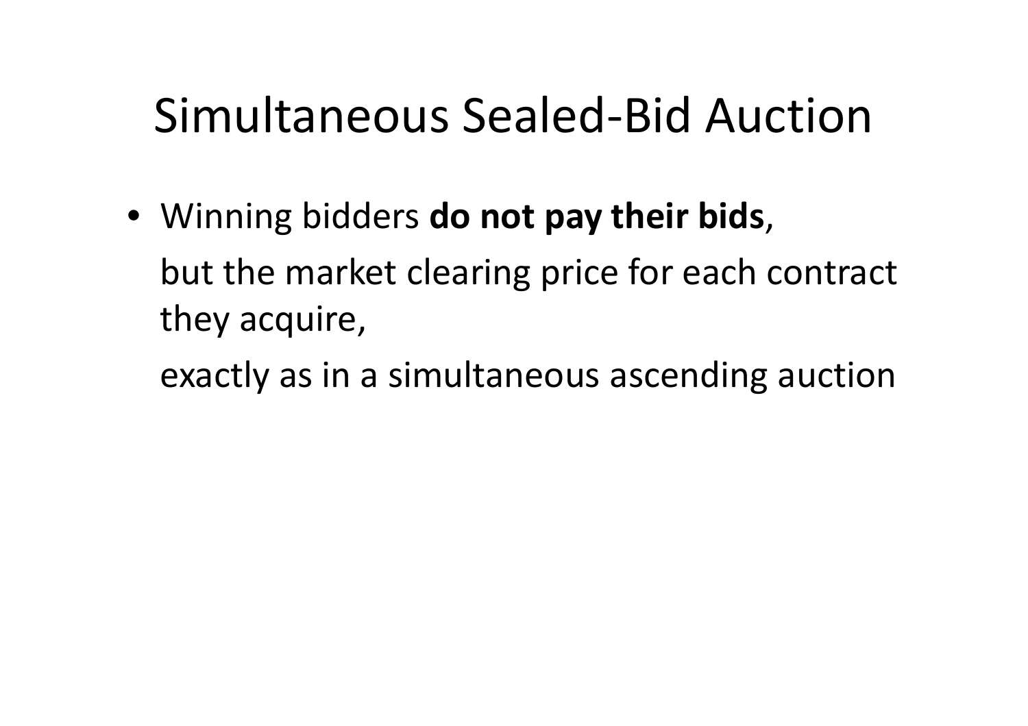# Simultaneous Sealed-Bid Auction

- Winning bidders **do not pay their bids**,

  but the market clearing price for each contract they acquire,

  exactly as in a simultaneous ascending auction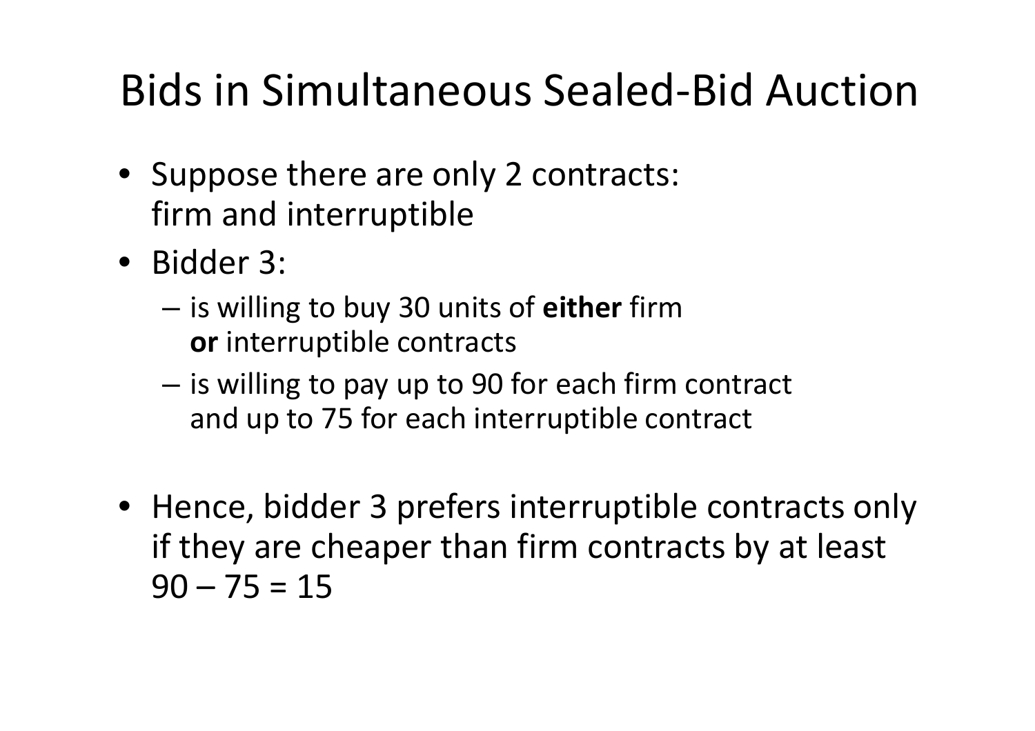# Bids in Simultaneous Sealed-Bid Auction

- Suppose there are only 2 contracts: firm and interruptible
- Bidder 3:
  - is willing to buy 30 units of **either** firm **or** interruptible contracts
  - is willing to pay up to 90 for each firm contract and up to 75 for each interruptible contract
- Hence, bidder 3 prefers interruptible contracts only if they are cheaper than firm contracts by at least $90 – 75 = 15$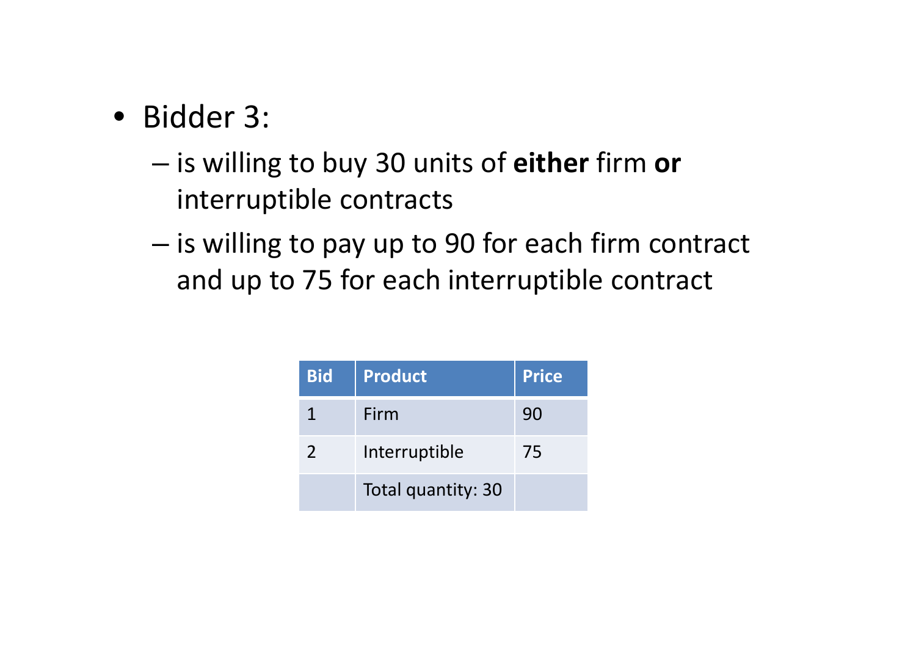- Bidder 3:
  - is willing to buy 30 units of **either** firm **or** interruptible contracts
  - is willing to pay up to 90 for each firm contract and up to 75 for each interruptible contract

| Bid | Product | Price |
|---|---|---|
| 1 | Firm | 90 |
| 2 | Interruptible | 75 |
| | Total quantity: 30 | |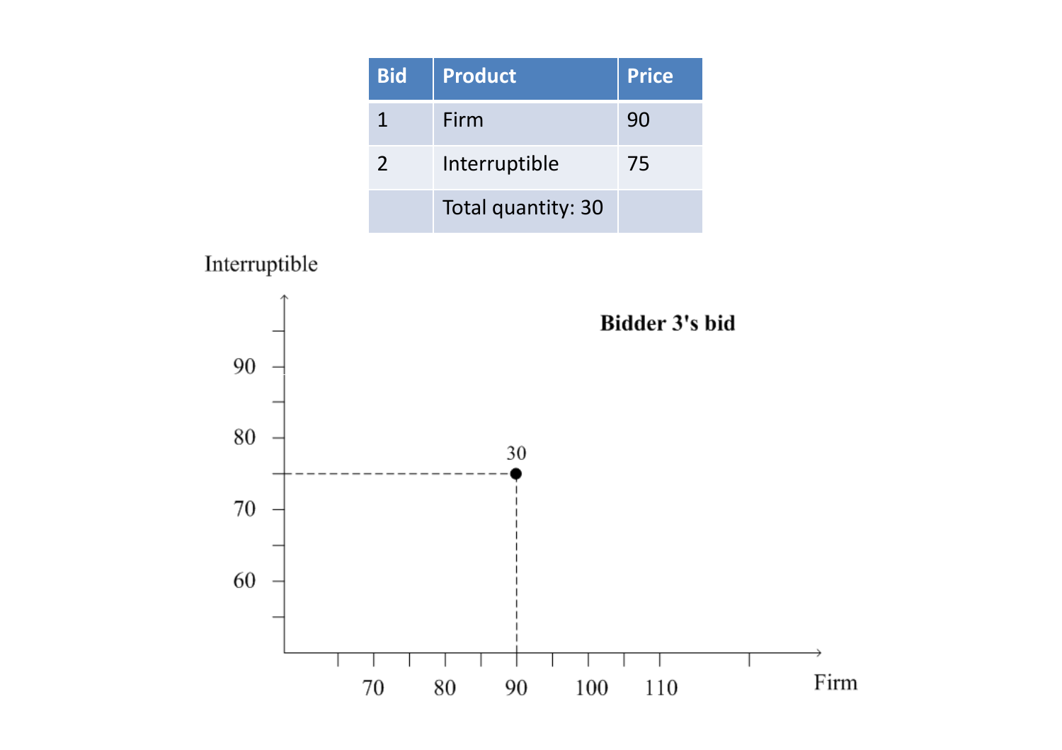| Bid | Product | Price |
|---|---|---|
| 1 | Firm | 90 |
| 2 | Interruptible | 75 |
| | Total quantity: 30 | |

**Bidder 3's bid**

Interruptible

Firm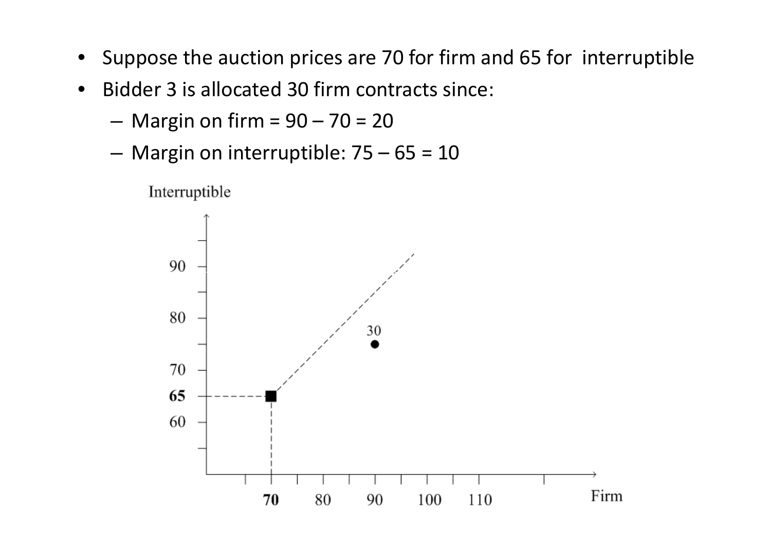- Suppose the auction prices are 70 for firm and 65 for interruptible
- Bidder 3 is allocated 30 firm contracts since:
  - Margin on firm = 90 – 70 = 20
  - Margin on interruptible: 75 – 65 = 10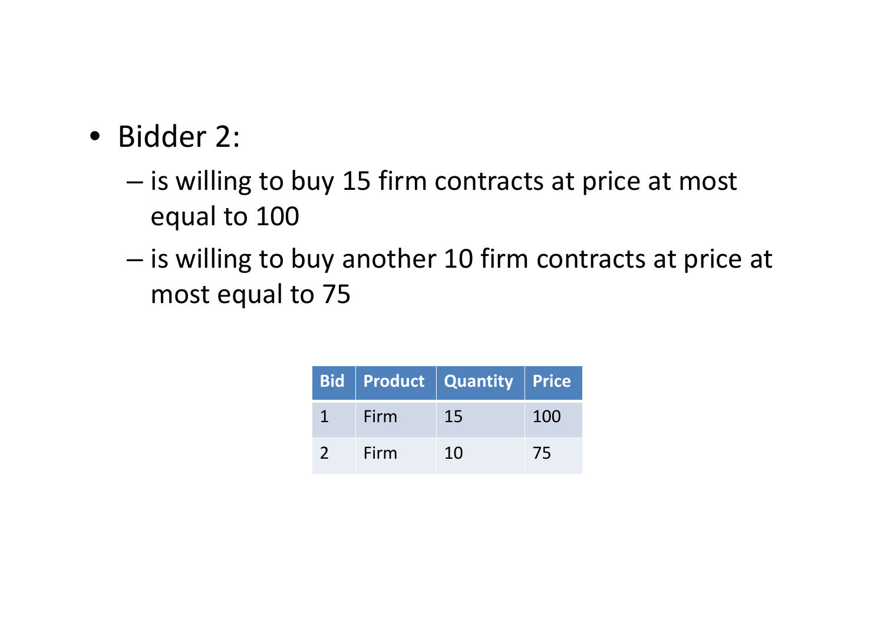- Bidder 2:
  - is willing to buy 15 firm contracts at price at most equal to 100
  - is willing to buy another 10 firm contracts at price at most equal to 75

| Bid | Product | Quantity | Price |
| --- | --- | --- | --- |
| 1 | Firm | 15 | 100 |
| 2 | Firm | 10 | 75 |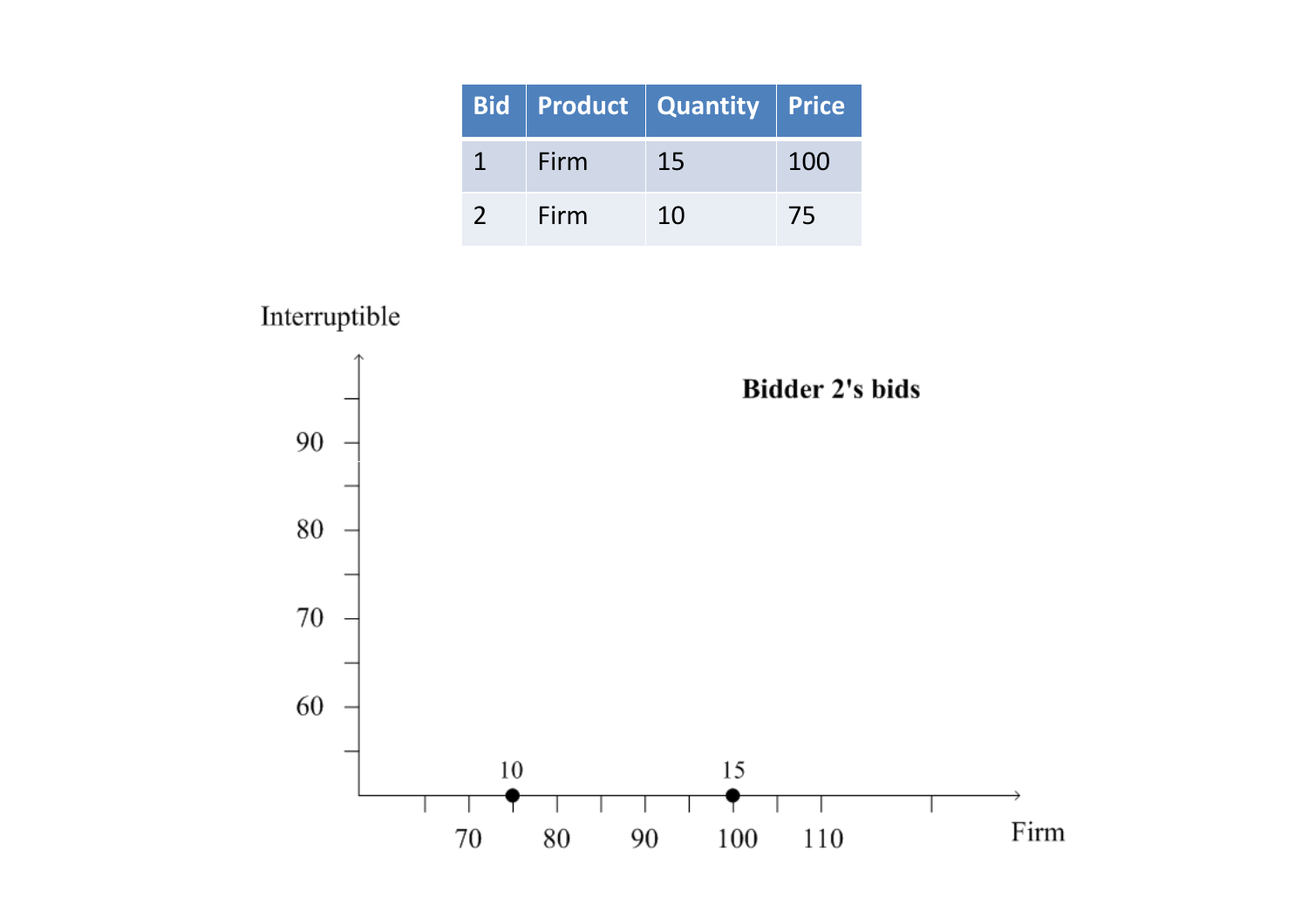| Bid | Product | Quantity | Price |
| --- | --- | --- | --- |
| 1 | Firm | 15 | 100 |
| 2 | Firm | 10 | 75 |

**Bidder 2's bids**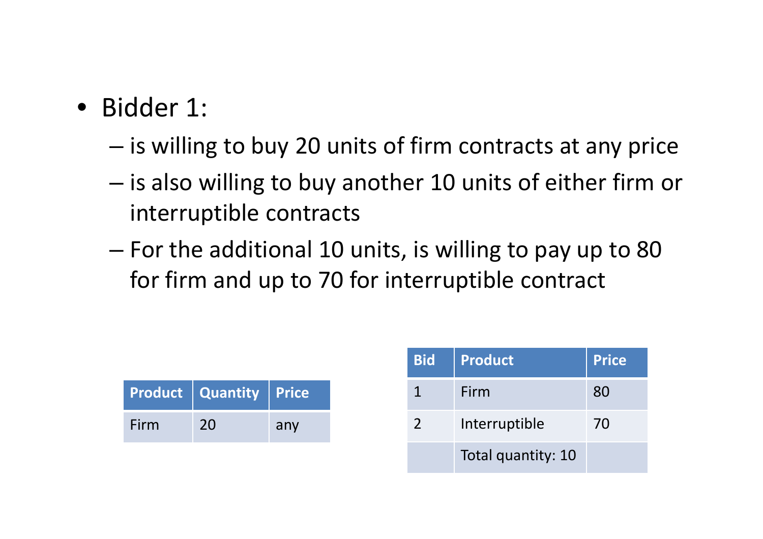- Bidder 1:
  - is willing to buy 20 units of firm contracts at any price
  - is also willing to buy another 10 units of either firm or interruptible contracts
  - For the additional 10 units, is willing to pay up to 80 for firm and up to 70 for interruptible contract

| Product | Quantity | Price |
|---|---|---|
| Firm | 20 | any |

| Bid | Product | Price |
|---|---|---|
| 1 | Firm | 80 |
| 2 | Interruptible | 70 |
| | Total quantity: 10 | |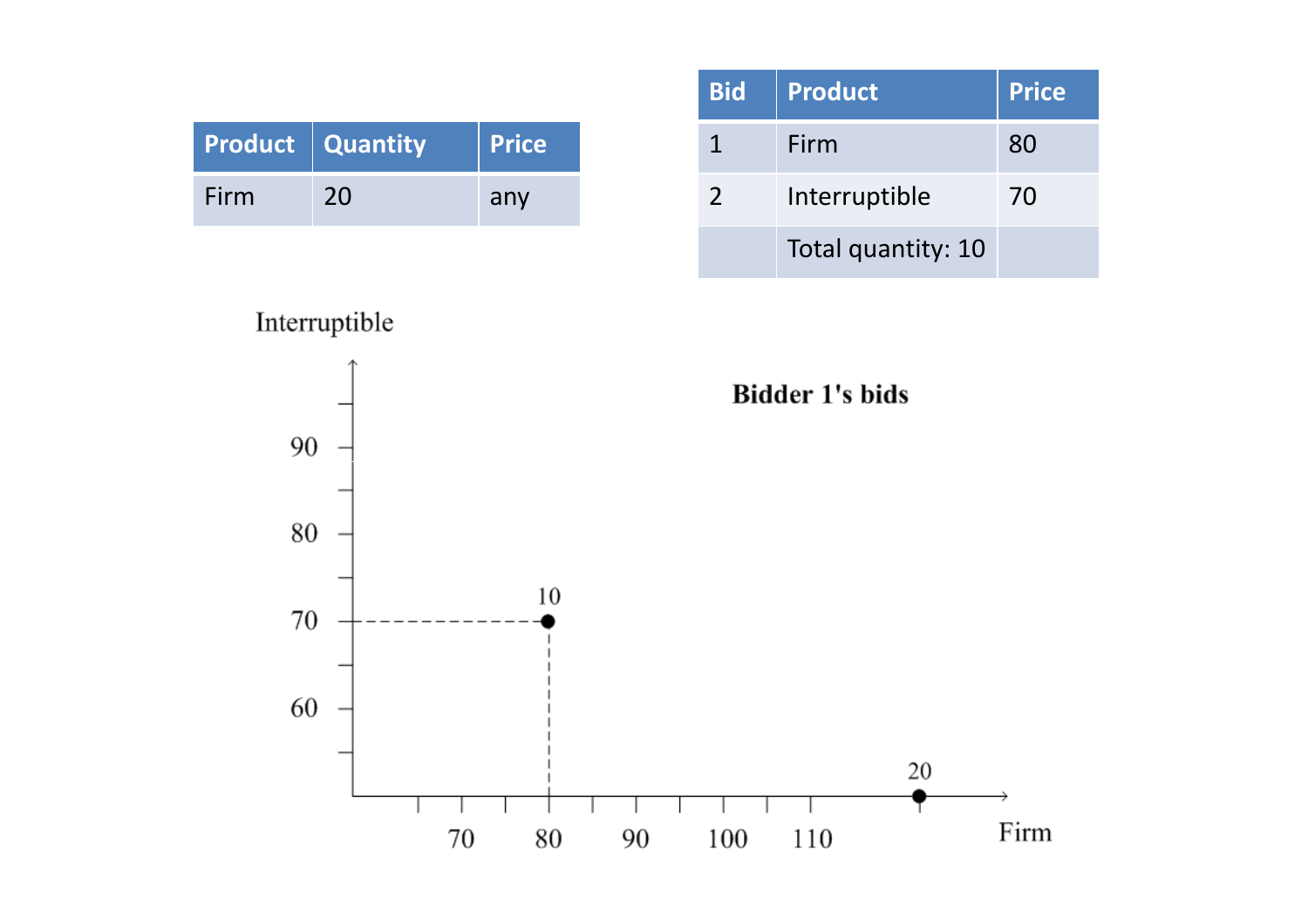| Product | Quantity | Price |
| --- | --- | --- |
| Firm | 20 | any |

| Bid | Product | Price |
| --- | --- | --- |
| 1 | Firm | 80 |
| 2 | Interruptible | 70 |
| | Total quantity: 10 | |

**Bidder 1's bids**

Interruptible

Firm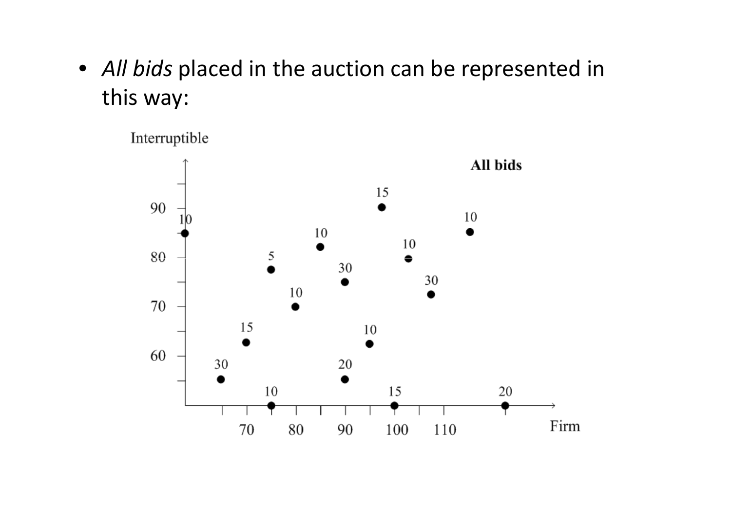- *All bids* placed in the auction can be represented in this way: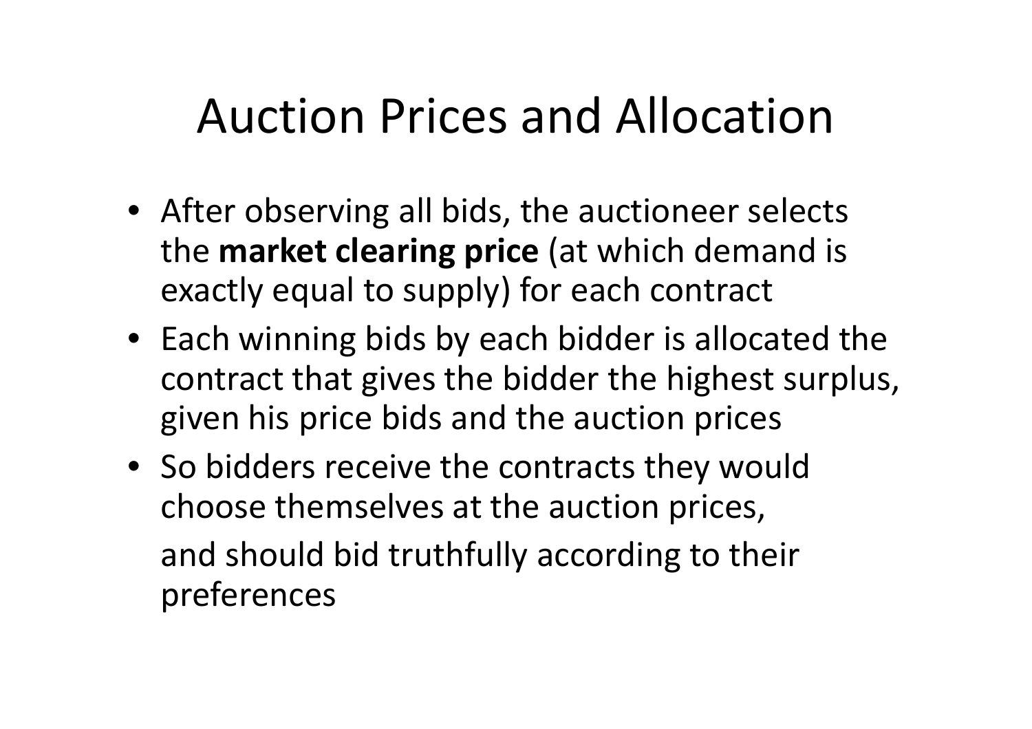# Auction Prices and Allocation

- After observing all bids, the auctioneer selects the **market clearing price** (at which demand is exactly equal to supply) for each contract
- Each winning bids by each bidder is allocated the contract that gives the bidder the highest surplus, given his price bids and the auction prices
- So bidders receive the contracts they would choose themselves at the auction prices,

  and should bid truthfully according to their preferences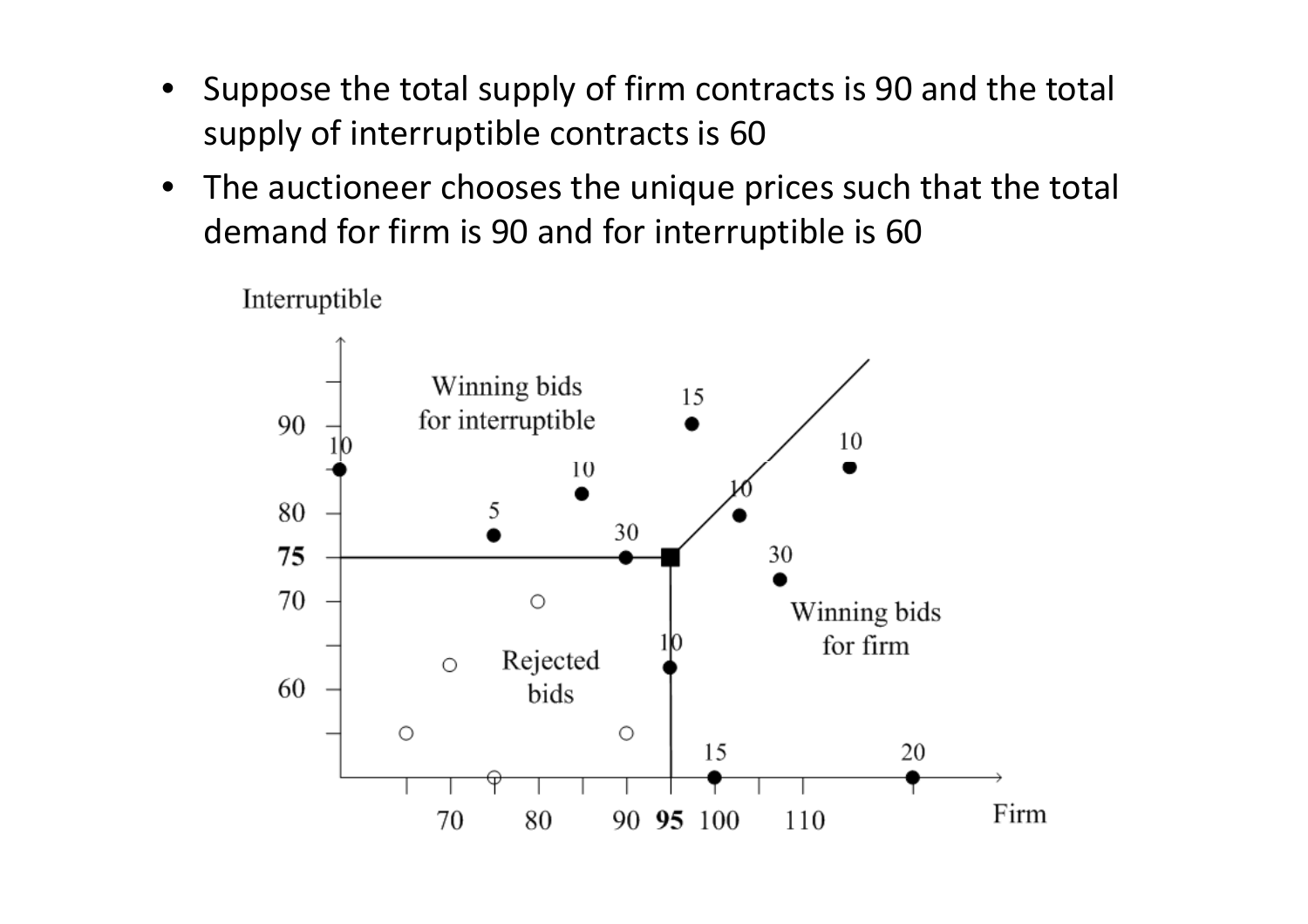- Suppose the total supply of firm contracts is 90 and the total supply of interruptible contracts is 60
- The auctioneer chooses the unique prices such that the total demand for firm is 90 and for interruptible is 60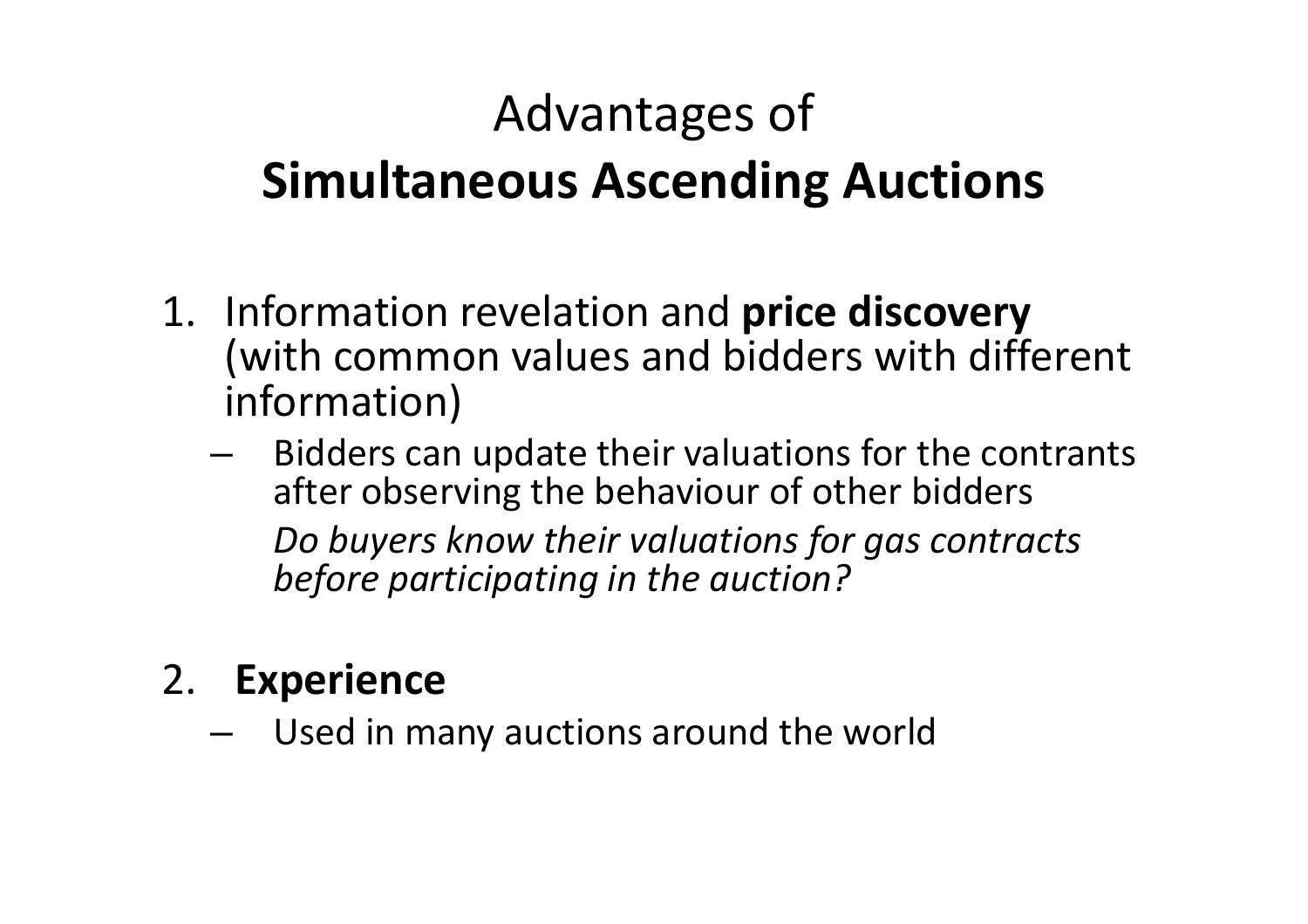# Advantages of **Simultaneous Ascending Auctions**

1. Information revelation and **price discovery** (with common values and bidders with different information)
   - Bidders can update their valuations for the contrants after observing the behaviour of other bidders

     *Do buyers know their valuations for gas contracts before participating in the auction?*

2. **Experience**
   - Used in many auctions around the world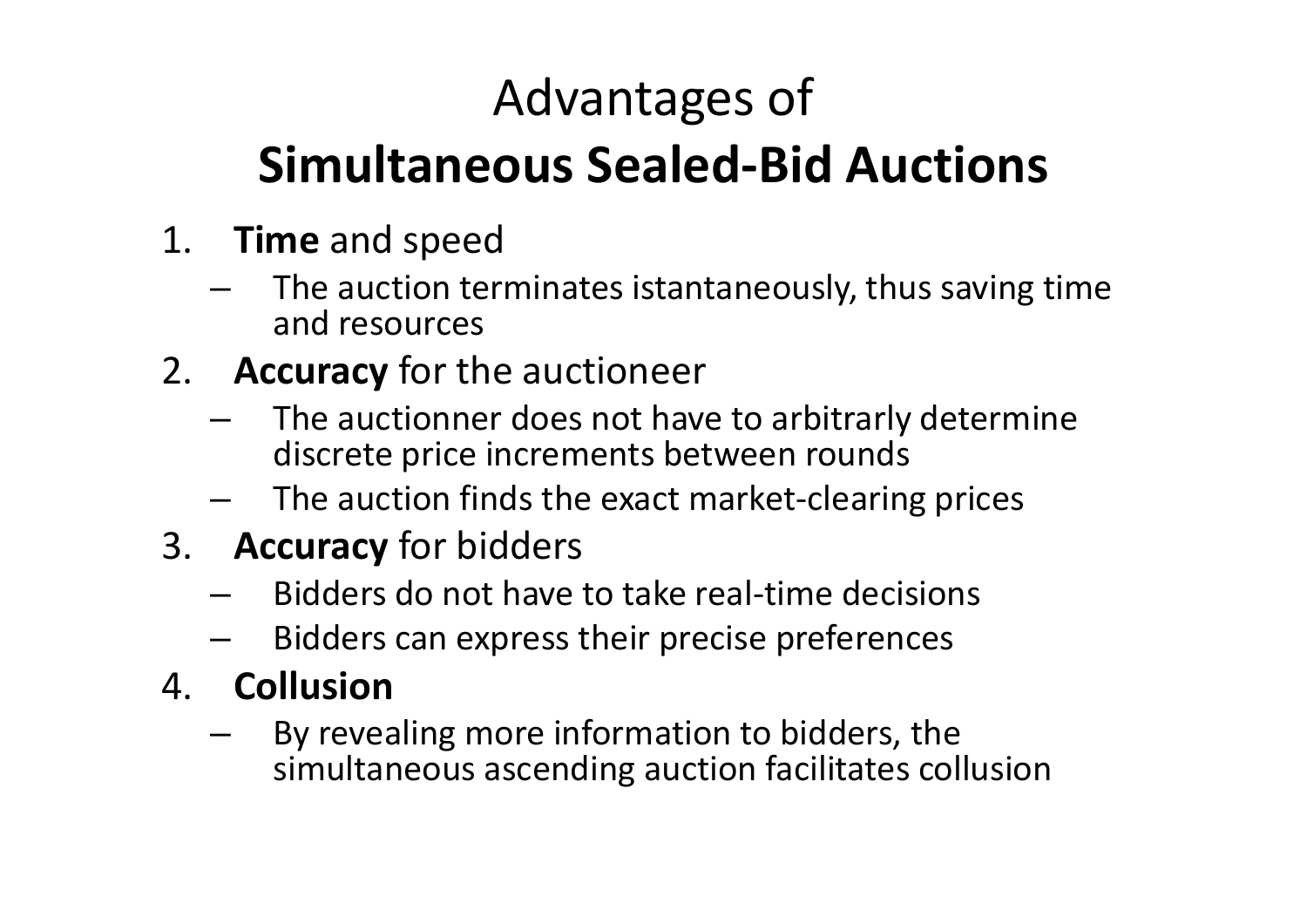# Advantages of **Simultaneous Sealed-Bid Auctions**

1. **Time** and speed
   - The auction terminates istantaneously, thus saving time and resources
2. **Accuracy** for the auctioneer
   - The auctionner does not have to arbitrarly determine discrete price increments between rounds
   - The auction finds the exact market-clearing prices
3. **Accuracy** for bidders
   - Bidders do not have to take real-time decisions
   - Bidders can express their precise preferences
4. **Collusion**
   - By revealing more information to bidders, the simultaneous ascending auction facilitates collusion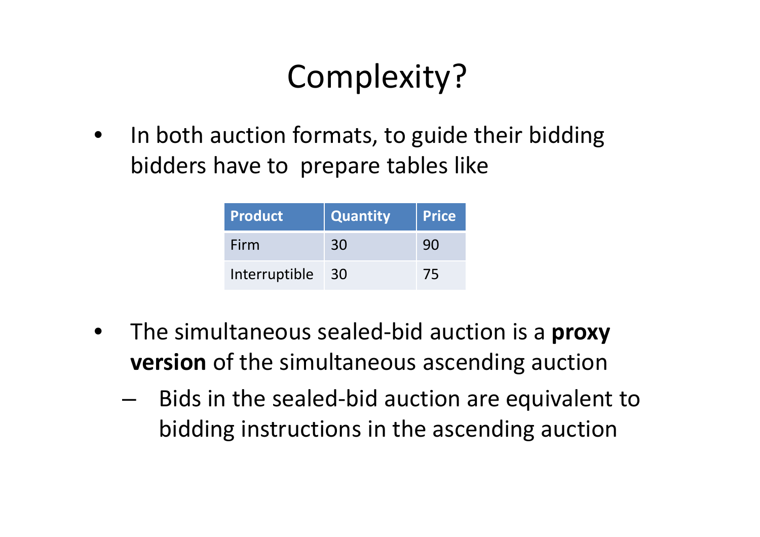# Complexity?

- In both auction formats, to guide their bidding bidders have to prepare tables like

| Product | Quantity | Price |
|---|---|---|
| Firm | 30 | 90 |
| Interruptible | 30 | 75 |

- The simultaneous sealed-bid auction is a **proxy version** of the simultaneous ascending auction
  - Bids in the sealed-bid auction are equivalent to bidding instructions in the ascending auction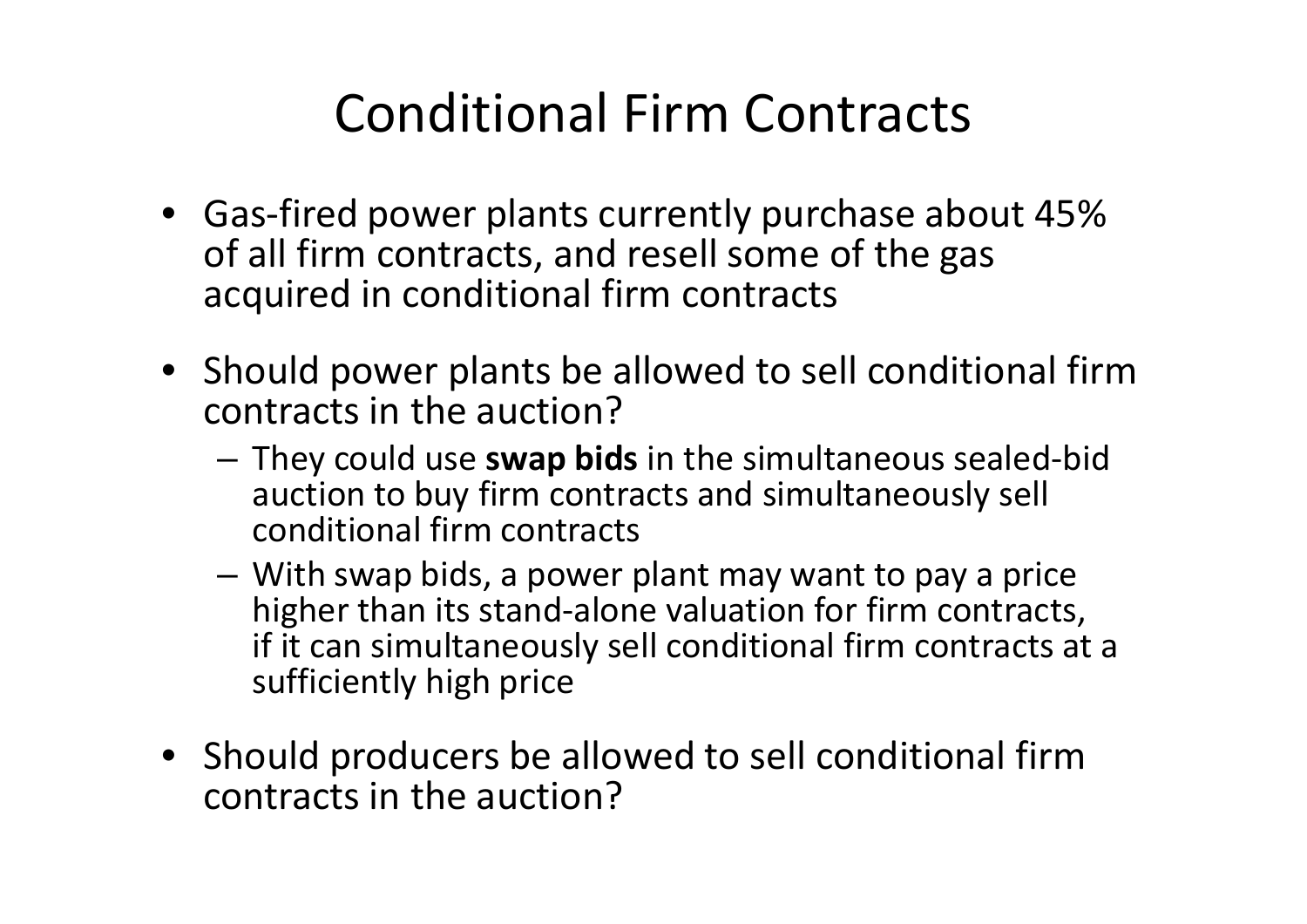# Conditional Firm Contracts

- Gas-fired power plants currently purchase about 45% of all firm contracts, and resell some of the gas acquired in conditional firm contracts
- Should power plants be allowed to sell conditional firm contracts in the auction?
  - They could use **swap bids** in the simultaneous sealed-bid auction to buy firm contracts and simultaneously sell conditional firm contracts
  - With swap bids, a power plant may want to pay a price higher than its stand-alone valuation for firm contracts, if it can simultaneously sell conditional firm contracts at a sufficiently high price
- Should producers be allowed to sell conditional firm contracts in the auction?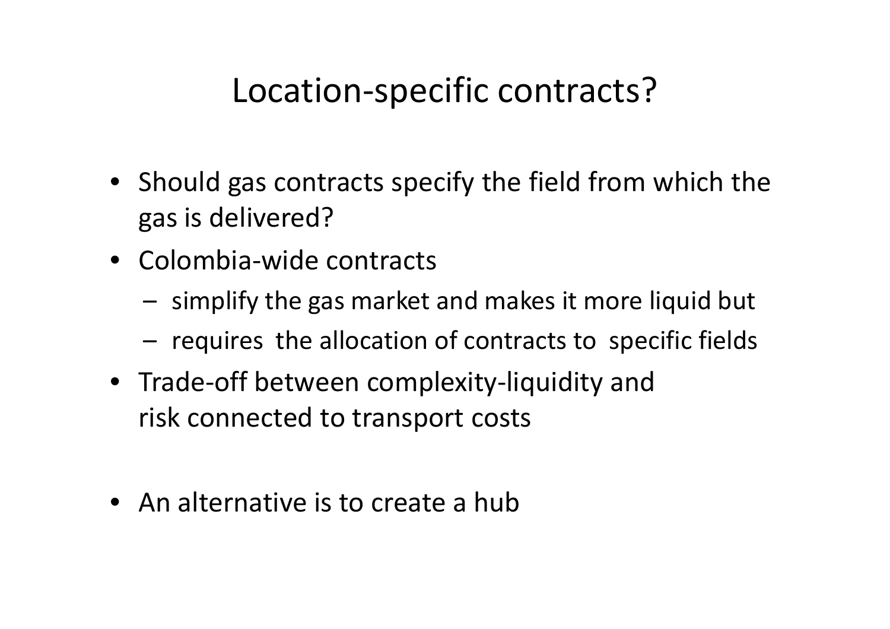# Location-specific contracts?

- Should gas contracts specify the field from which the gas is delivered?
- Colombia-wide contracts
  - simplify the gas market and makes it more liquid but
  - requires the allocation of contracts to specific fields
- Trade-off between complexity-liquidity and risk connected to transport costs

- An alternative is to create a hub